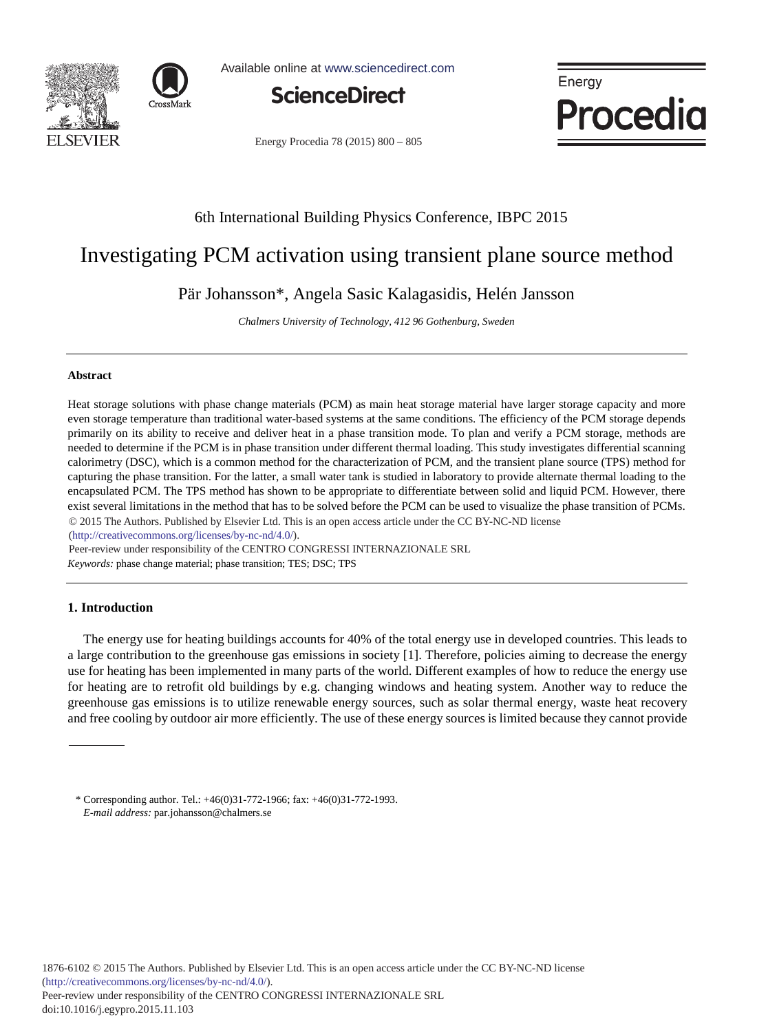6th International Building Physics Conference, IBPC 2015

# Investigating PCM activation using transient plane source method

Pär Johansson*, Angela Sasic Kalagasidis, Helén Jansson

*Chalmers University of Technology, 412 96 Gothenburg, Sweden*

---

## Abstract

Heat storage solutions with phase change materials (PCM) as main heat storage material have larger storage capacity and more even storage temperature than traditional water-based systems at the same conditions. The efficiency of the PCM storage depends primarily on its ability to receive and deliver heat in a phase transition mode. To plan and verify a PCM storage, methods are needed to determine if the PCM is in phase transition under different thermal loading. This study investigates differential scanning calorimetry (DSC), which is a common method for the characterization of PCM, and the transient plane source (TPS) method for capturing the phase transition. For the latter, a small water tank is studied in laboratory to provide alternate thermal loading to the encapsulated PCM. The TPS method has shown to be appropriate to differentiate between solid and liquid PCM. However, there exist several limitations in the method that has to be solved before the PCM can be used to visualize the phase transition of PCMs.

© 2015 The Authors. Published by Elsevier Ltd. This is an open access article under the CC BY-NC-ND license (http://creativecommons.org/licenses/by-nc-nd/4.0/).

Peer-review under responsibility of the CENTRO CONGRESSI INTERNAZIONALE SRL

*Keywords:* phase change material; phase transition; TES; DSC; TPS

---

## 1. Introduction

The energy use for heating buildings accounts for 40% of the total energy use in developed countries. This leads to a large contribution to the greenhouse gas emissions in society [1]. Therefore, policies aiming to decrease the energy use for heating has been implemented in many parts of the world. Different examples of how to reduce the energy use for heating are to retrofit old buildings by e.g. changing windows and heating system. Another way to reduce the greenhouse gas emissions is to utilize renewable energy sources, such as solar thermal energy, waste heat recovery and free cooling by outdoor air more efficiently. The use of these energy sources is limited because they cannot provide

---

\* Corresponding author. Tel.: +46(0)31-772-1966; fax: +46(0)31-772-1993.
*E-mail address:* par.johansson@chalmers.se

1876-6102 © 2015 The Authors. Published by Elsevier Ltd. This is an open access article under the CC BY-NC-ND license (http://creativecommons.org/licenses/by-nc-nd/4.0/).
Peer-review under responsibility of the CENTRO CONGRESSI INTERNAZIONALE SRL
doi:10.1016/j.egypro.2015.11.103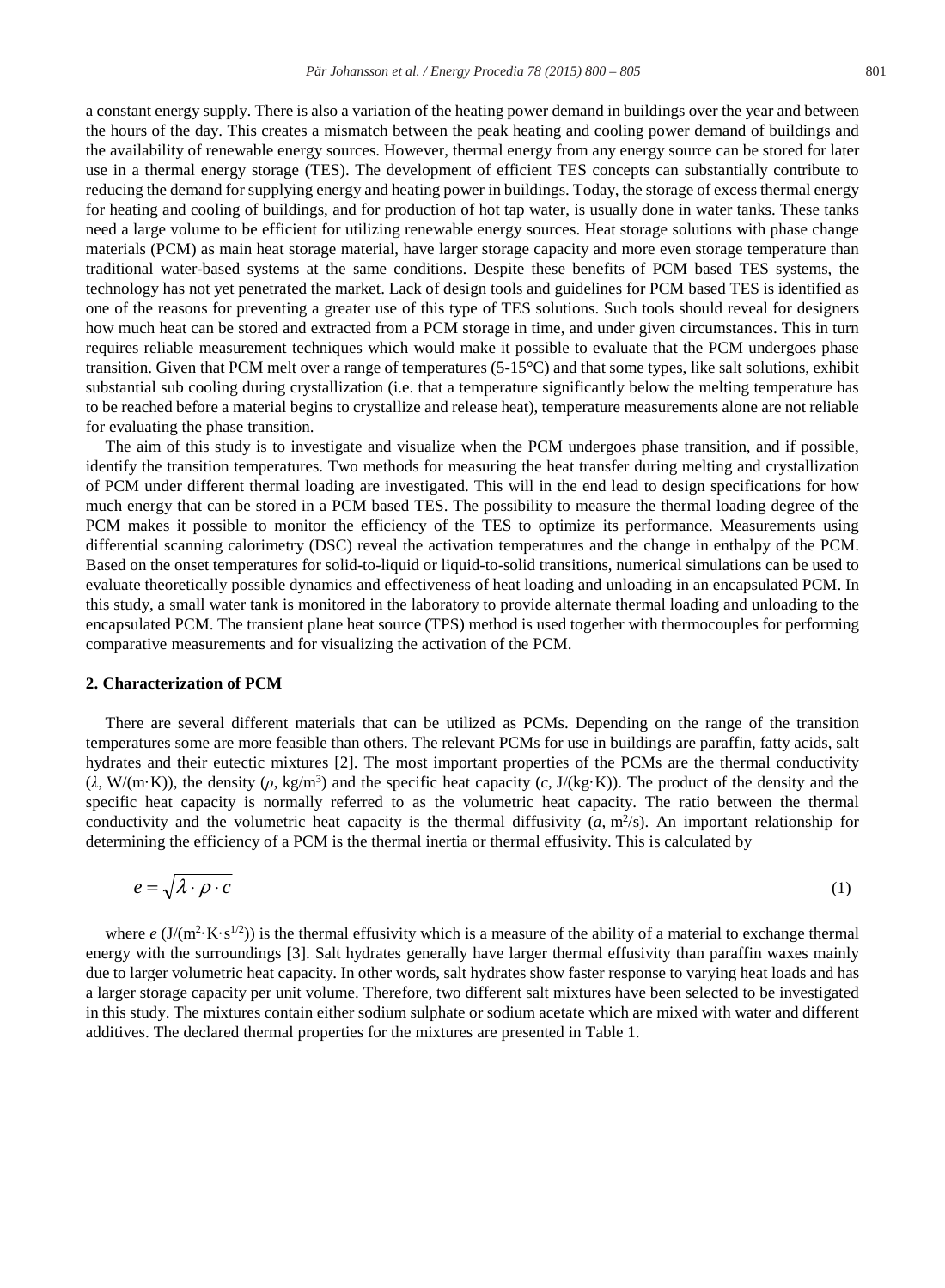a constant energy supply. There is also a variation of the heating power demand in buildings over the year and between the hours of the day. This creates a mismatch between the peak heating and cooling power demand of buildings and the availability of renewable energy sources. However, thermal energy from any energy source can be stored for later use in a thermal energy storage (TES). The development of efficient TES concepts can substantially contribute to reducing the demand for supplying energy and heating power in buildings. Today, the storage of excess thermal energy for heating and cooling of buildings, and for production of hot tap water, is usually done in water tanks. These tanks need a large volume to be efficient for utilizing renewable energy sources. Heat storage solutions with phase change materials (PCM) as main heat storage material, have larger storage capacity and more even storage temperature than traditional water-based systems at the same conditions. Despite these benefits of PCM based TES systems, the technology has not yet penetrated the market. Lack of design tools and guidelines for PCM based TES is identified as one of the reasons for preventing a greater use of this type of TES solutions. Such tools should reveal for designers how much heat can be stored and extracted from a PCM storage in time, and under given circumstances. This in turn requires reliable measurement techniques which would make it possible to evaluate that the PCM undergoes phase transition. Given that PCM melt over a range of temperatures (5-15°C) and that some types, like salt solutions, exhibit substantial sub cooling during crystallization (i.e. that a temperature significantly below the melting temperature has to be reached before a material begins to crystallize and release heat), temperature measurements alone are not reliable for evaluating the phase transition.

The aim of this study is to investigate and visualize when the PCM undergoes phase transition, and if possible, identify the transition temperatures. Two methods for measuring the heat transfer during melting and crystallization of PCM under different thermal loading are investigated. This will in the end lead to design specifications for how much energy that can be stored in a PCM based TES. The possibility to measure the thermal loading degree of the PCM makes it possible to monitor the efficiency of the TES to optimize its performance. Measurements using differential scanning calorimetry (DSC) reveal the activation temperatures and the change in enthalpy of the PCM. Based on the onset temperatures for solid-to-liquid or liquid-to-solid transitions, numerical simulations can be used to evaluate theoretically possible dynamics and effectiveness of heat loading and unloading in an encapsulated PCM. In this study, a small water tank is monitored in the laboratory to provide alternate thermal loading and unloading to the encapsulated PCM. The transient plane heat source (TPS) method is used together with thermocouples for performing comparative measurements and for visualizing the activation of the PCM.

## 2. Characterization of PCM

There are several different materials that can be utilized as PCMs. Depending on the range of the transition temperatures some are more feasible than others. The relevant PCMs for use in buildings are paraffin, fatty acids, salt hydrates and their eutectic mixtures [2]. The most important properties of the PCMs are the thermal conductivity ($\lambda$, W/(m·K)), the density ($\rho$, kg/m$^3$) and the specific heat capacity ($c$, J/(kg·K)). The product of the density and the specific heat capacity is normally referred to as the volumetric heat capacity. The ratio between the thermal conductivity and the volumetric heat capacity is the thermal diffusivity ($a$, m$^2$/s). An important relationship for determining the efficiency of a PCM is the thermal inertia or thermal effusivity. This is calculated by

$$e = \sqrt{\lambda \cdot \rho \cdot c} \tag{1}$$

where $e$ (J/(m$^2$·K·s$^{1/2}$)) is the thermal effusivity which is a measure of the ability of a material to exchange thermal energy with the surroundings [3]. Salt hydrates generally have larger thermal effusivity than paraffin waxes mainly due to larger volumetric heat capacity. In other words, salt hydrates show faster response to varying heat loads and has a larger storage capacity per unit volume. Therefore, two different salt mixtures have been selected to be investigated in this study. The mixtures contain either sodium sulphate or sodium acetate which are mixed with water and different additives. The declared thermal properties for the mixtures are presented in Table 1.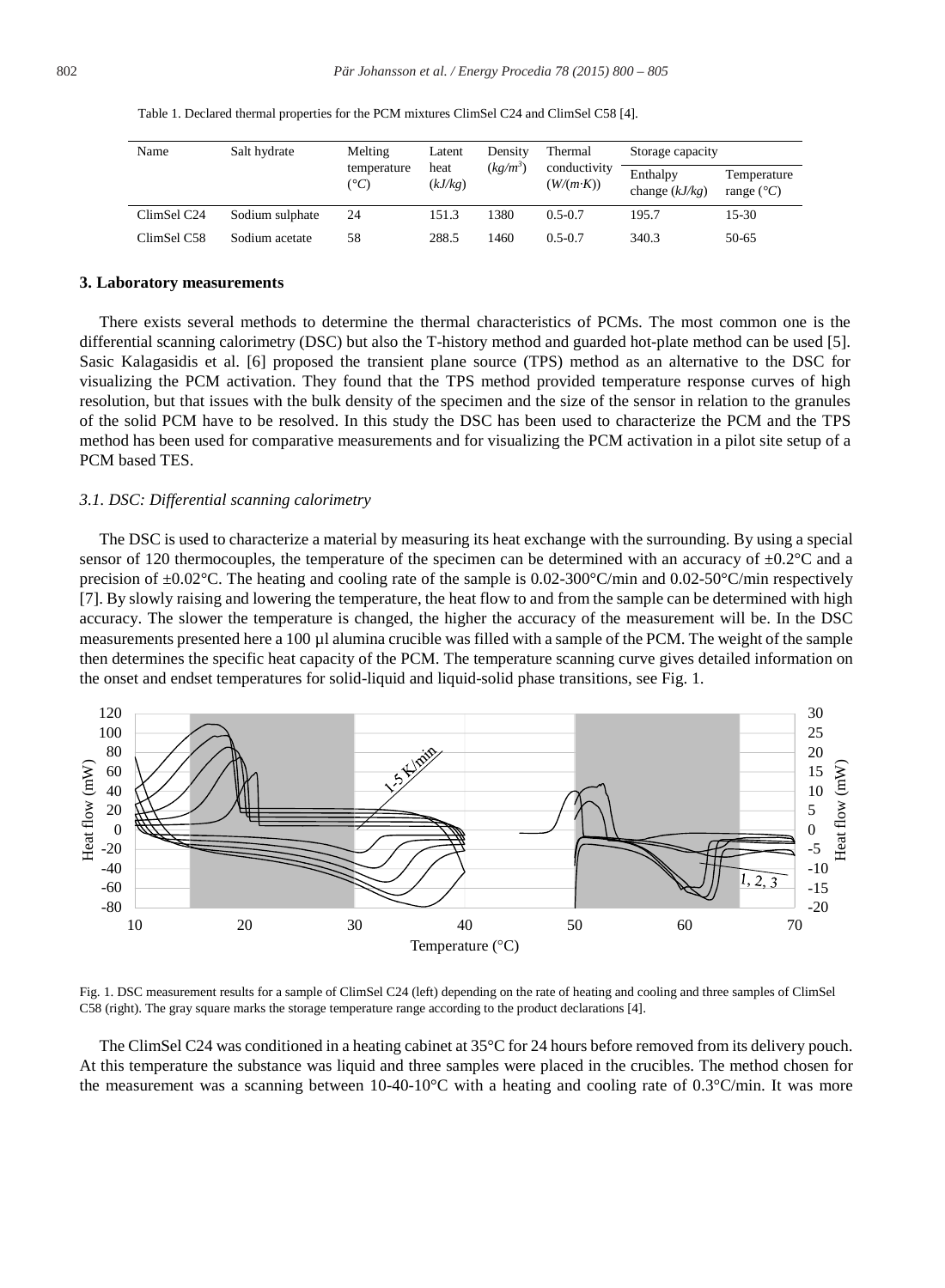Table 1. Declared thermal properties for the PCM mixtures ClimSel C24 and ClimSel C58 [4].

| Name | Salt hydrate | Melting temperature (°C) | Latent heat (kJ/kg) | Density ($kg/m^3$) | Thermal conductivity ($W/(m{\cdot}K)$) | Storage capacity | |
|---|---|---|---|---|---|---|---|
| | | | | | | Enthalpy change (kJ/kg) | Temperature range (°C) |
| ClimSel C24 | Sodium sulphate | 24 | 151.3 | 1380 | 0.5-0.7 | 195.7 | 15-30 |
| ClimSel C58 | Sodium acetate | 58 | 288.5 | 1460 | 0.5-0.7 | 340.3 | 50-65 |

## 3. Laboratory measurements

There exists several methods to determine the thermal characteristics of PCMs. The most common one is the differential scanning calorimetry (DSC) but also the T-history method and guarded hot-plate method can be used [5]. Sasic Kalagasidis et al. [6] proposed the transient plane source (TPS) method as an alternative to the DSC for visualizing the PCM activation. They found that the TPS method provided temperature response curves of high resolution, but that issues with the bulk density of the specimen and the size of the sensor in relation to the granules of the solid PCM have to be resolved. In this study the DSC has been used to characterize the PCM and the TPS method has been used for comparative measurements and for visualizing the PCM activation in a pilot site setup of a PCM based TES.

### *3.1. DSC: Differential scanning calorimetry*

The DSC is used to characterize a material by measuring its heat exchange with the surrounding. By using a special sensor of 120 thermocouples, the temperature of the specimen can be determined with an accuracy of ±0.2°C and a precision of ±0.02°C. The heating and cooling rate of the sample is 0.02-300°C/min and 0.02-50°C/min respectively [7]. By slowly raising and lowering the temperature, the heat flow to and from the sample can be determined with high accuracy. The slower the temperature is changed, the higher the accuracy of the measurement will be. In the DSC measurements presented here a 100 µl alumina crucible was filled with a sample of the PCM. The weight of the sample then determines the specific heat capacity of the PCM. The temperature scanning curve gives detailed information on the onset and endset temperatures for solid-liquid and liquid-solid phase transitions, see Fig. 1.

Fig. 1. DSC measurement results for a sample of ClimSel C24 (left) depending on the rate of heating and cooling and three samples of ClimSel C58 (right). The gray square marks the storage temperature range according to the product declarations [4].

The ClimSel C24 was conditioned in a heating cabinet at 35°C for 24 hours before removed from its delivery pouch. At this temperature the substance was liquid and three samples were placed in the crucibles. The method chosen for the measurement was a scanning between 10-40-10°C with a heating and cooling rate of 0.3°C/min. It was more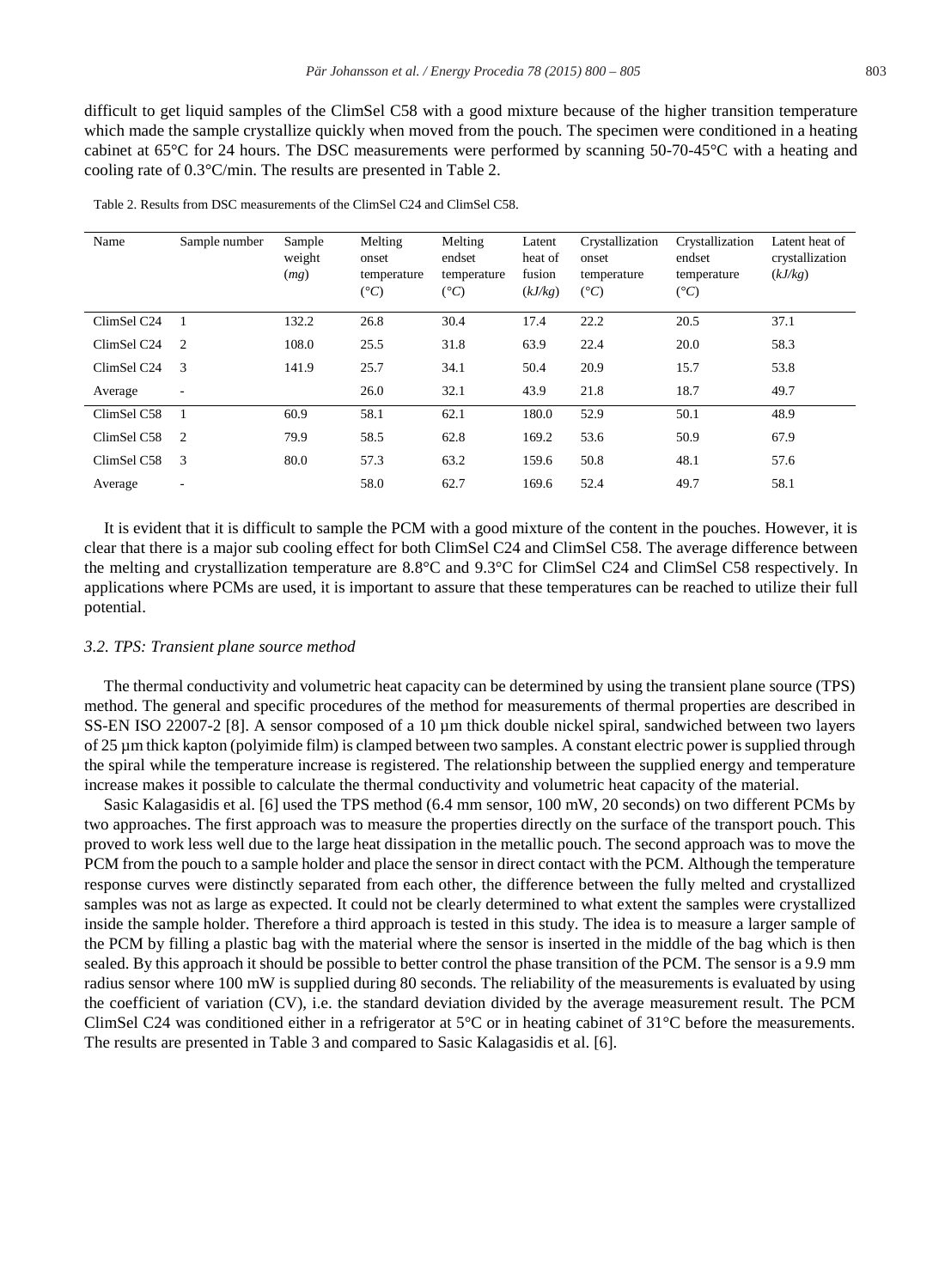difficult to get liquid samples of the ClimSel C58 with a good mixture because of the higher transition temperature which made the sample crystallize quickly when moved from the pouch. The specimen were conditioned in a heating cabinet at 65°C for 24 hours. The DSC measurements were performed by scanning 50-70-45°C with a heating and cooling rate of 0.3°C/min. The results are presented in Table 2.

Table 2. Results from DSC measurements of the ClimSel C24 and ClimSel C58.

| Name | Sample number | Sample weight (*mg*) | Melting onset temperature (*°C*) | Melting endset temperature (*°C*) | Latent heat of fusion (*kJ/kg*) | Crystallization onset temperature (*°C*) | Crystallization endset temperature (*°C*) | Latent heat of crystallization (*kJ/kg*) |
|---|---|---|---|---|---|---|---|---|
| ClimSel C24 | 1 | 132.2 | 26.8 | 30.4 | 17.4 | 22.2 | 20.5 | 37.1 |
| ClimSel C24 | 2 | 108.0 | 25.5 | 31.8 | 63.9 | 22.4 | 20.0 | 58.3 |
| ClimSel C24 | 3 | 141.9 | 25.7 | 34.1 | 50.4 | 20.9 | 15.7 | 53.8 |
| Average | - | | 26.0 | 32.1 | 43.9 | 21.8 | 18.7 | 49.7 |
| ClimSel C58 | 1 | 60.9 | 58.1 | 62.1 | 180.0 | 52.9 | 50.1 | 48.9 |
| ClimSel C58 | 2 | 79.9 | 58.5 | 62.8 | 169.2 | 53.6 | 50.9 | 67.9 |
| ClimSel C58 | 3 | 80.0 | 57.3 | 63.2 | 159.6 | 50.8 | 48.1 | 57.6 |
| Average | - | | 58.0 | 62.7 | 169.6 | 52.4 | 49.7 | 58.1 |

It is evident that it is difficult to sample the PCM with a good mixture of the content in the pouches. However, it is clear that there is a major sub cooling effect for both ClimSel C24 and ClimSel C58. The average difference between the melting and crystallization temperature are 8.8°C and 9.3°C for ClimSel C24 and ClimSel C58 respectively. In applications where PCMs are used, it is important to assure that these temperatures can be reached to utilize their full potential.

### *3.2. TPS: Transient plane source method*

The thermal conductivity and volumetric heat capacity can be determined by using the transient plane source (TPS) method. The general and specific procedures of the method for measurements of thermal properties are described in SS-EN ISO 22007-2 [8]. A sensor composed of a 10 µm thick double nickel spiral, sandwiched between two layers of 25 µm thick kapton (polyimide film) is clamped between two samples. A constant electric power is supplied through the spiral while the temperature increase is registered. The relationship between the supplied energy and temperature increase makes it possible to calculate the thermal conductivity and volumetric heat capacity of the material.

Sasic Kalagasidis et al. [6] used the TPS method (6.4 mm sensor, 100 mW, 20 seconds) on two different PCMs by two approaches. The first approach was to measure the properties directly on the surface of the transport pouch. This proved to work less well due to the large heat dissipation in the metallic pouch. The second approach was to move the PCM from the pouch to a sample holder and place the sensor in direct contact with the PCM. Although the temperature response curves were distinctly separated from each other, the difference between the fully melted and crystallized samples was not as large as expected. It could not be clearly determined to what extent the samples were crystallized inside the sample holder. Therefore a third approach is tested in this study. The idea is to measure a larger sample of the PCM by filling a plastic bag with the material where the sensor is inserted in the middle of the bag which is then sealed. By this approach it should be possible to better control the phase transition of the PCM. The sensor is a 9.9 mm radius sensor where 100 mW is supplied during 80 seconds. The reliability of the measurements is evaluated by using the coefficient of variation (CV), i.e. the standard deviation divided by the average measurement result. The PCM ClimSel C24 was conditioned either in a refrigerator at 5°C or in heating cabinet of 31°C before the measurements. The results are presented in Table 3 and compared to Sasic Kalagasidis et al. [6].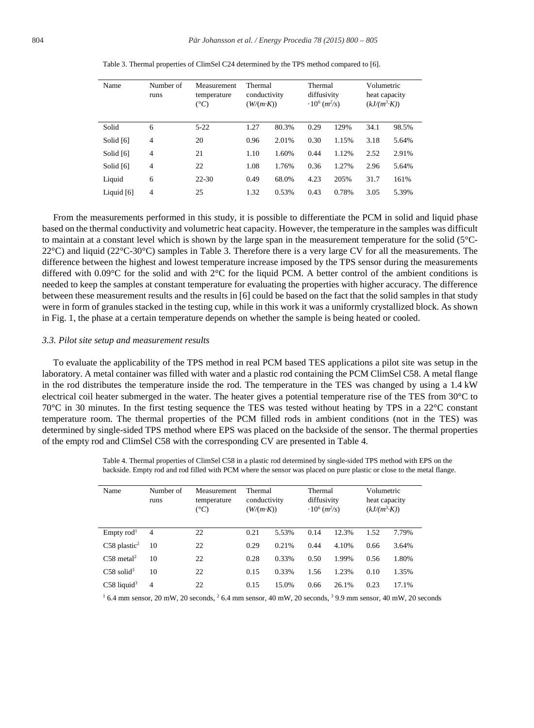Table 3. Thermal properties of ClimSel C24 determined by the TPS method compared to [6].

| Name | Number of runs | Measurement temperature (°C) | Thermal conductivity (W/(m·K)) | | Thermal diffusivity $\cdot 10^6$ ($m^2/s$) | | Volumetric heat capacity ($kJ/(m^3 \cdot K)$) | |
|---|---|---|---|---|---|---|---|---|
| Solid | 6 | 5-22 | 1.27 | 80.3% | 0.29 | 129% | 34.1 | 98.5% |
| Solid [6] | 4 | 20 | 0.96 | 2.01% | 0.30 | 1.15% | 3.18 | 5.64% |
| Solid [6] | 4 | 21 | 1.10 | 1.60% | 0.44 | 1.12% | 2.52 | 2.91% |
| Solid [6] | 4 | 22 | 1.08 | 1.76% | 0.36 | 1.27% | 2.96 | 5.64% |
| Liquid | 6 | 22-30 | 0.49 | 68.0% | 4.23 | 205% | 31.7 | 161% |
| Liquid [6] | 4 | 25 | 1.32 | 0.53% | 0.43 | 0.78% | 3.05 | 5.39% |

From the measurements performed in this study, it is possible to differentiate the PCM in solid and liquid phase based on the thermal conductivity and volumetric heat capacity. However, the temperature in the samples was difficult to maintain at a constant level which is shown by the large span in the measurement temperature for the solid (5°C-22°C) and liquid (22°C-30°C) samples in Table 3. Therefore there is a very large CV for all the measurements. The difference between the highest and lowest temperature increase imposed by the TPS sensor during the measurements differed with 0.09°C for the solid and with 2°C for the liquid PCM. A better control of the ambient conditions is needed to keep the samples at constant temperature for evaluating the properties with higher accuracy. The difference between these measurement results and the results in [6] could be based on the fact that the solid samples in that study were in form of granules stacked in the testing cup, while in this work it was a uniformly crystallized block. As shown in Fig. 1, the phase at a certain temperature depends on whether the sample is being heated or cooled.

### 3.3. Pilot site setup and measurement results

To evaluate the applicability of the TPS method in real PCM based TES applications a pilot site was setup in the laboratory. A metal container was filled with water and a plastic rod containing the PCM ClimSel C58. A metal flange in the rod distributes the temperature inside the rod. The temperature in the TES was changed by using a 1.4 kW electrical coil heater submerged in the water. The heater gives a potential temperature rise of the TES from 30°C to 70°C in 30 minutes. In the first testing sequence the TES was tested without heating by TPS in a 22°C constant temperature room. The thermal properties of the PCM filled rods in ambient conditions (not in the TES) was determined by single-sided TPS method where EPS was placed on the backside of the sensor. The thermal properties of the empty rod and ClimSel C58 with the corresponding CV are presented in Table 4.

Table 4. Thermal properties of ClimSel C58 in a plastic rod determined by single-sided TPS method with EPS on the backside. Empty rod and rod filled with PCM where the sensor was placed on pure plastic or close to the metal flange.

| Name | Number of runs | Measurement temperature (°C) | Thermal conductivity (W/(m·K)) | | Thermal diffusivity $\cdot 10^6$ ($m^2/s$) | | Volumetric heat capacity ($kJ/(m^3 \cdot K)$) | |
|---|---|---|---|---|---|---|---|---|
| Empty rod[1] | 4 | 22 | 0.21 | 5.53% | 0.14 | 12.3% | 1.52 | 7.79% |
| C58 plastic[2] | 10 | 22 | 0.29 | 0.21% | 0.44 | 4.10% | 0.66 | 3.64% |
| C58 metal[2] | 10 | 22 | 0.28 | 0.33% | 0.50 | 1.99% | 0.56 | 1.80% |
| C58 solid[3] | 10 | 22 | 0.15 | 0.33% | 1.56 | 1.23% | 0.10 | 1.35% |
| C58 liquid[3] | 4 | 22 | 0.15 | 15.0% | 0.66 | 26.1% | 0.23 | 17.1% |

[1] 6.4 mm sensor, 20 mW, 20 seconds, [2] 6.4 mm sensor, 40 mW, 20 seconds, [3] 9.9 mm sensor, 40 mW, 20 seconds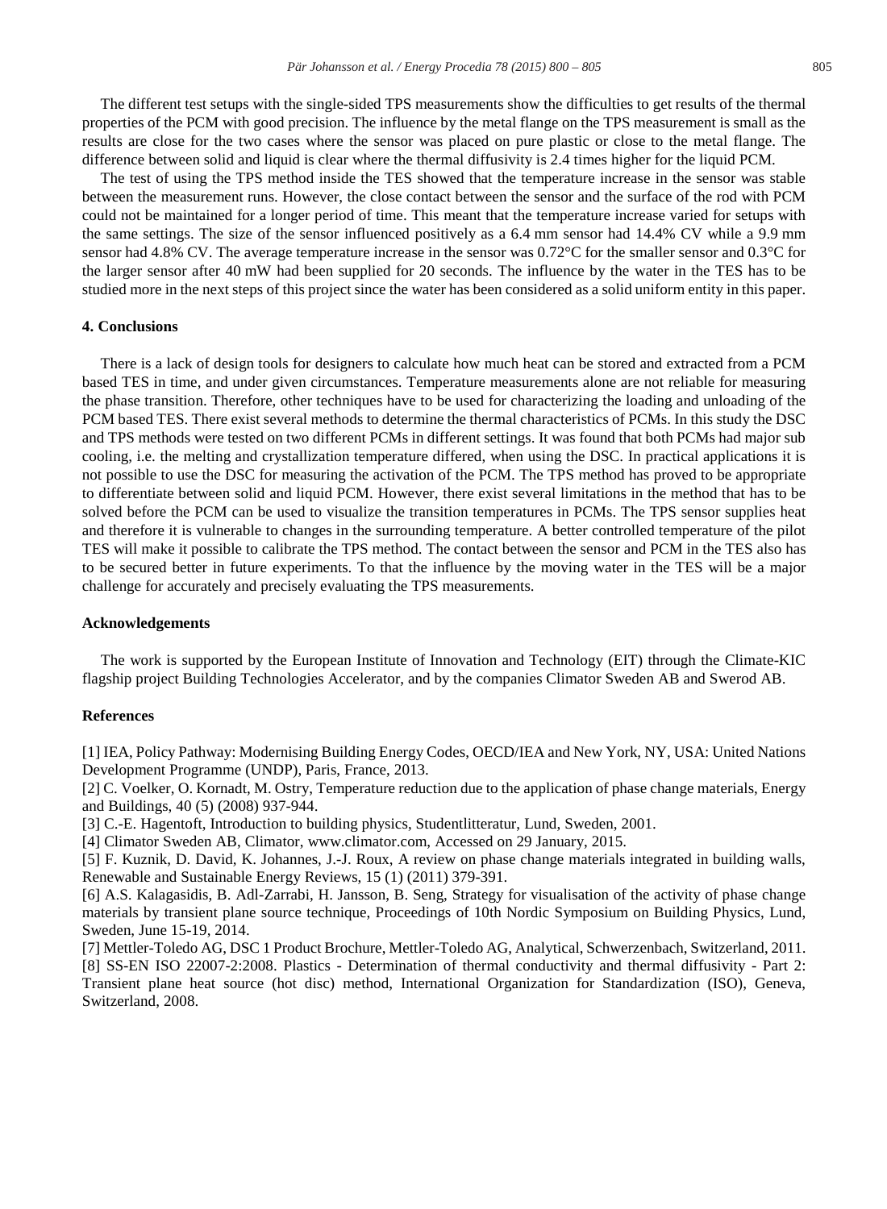The different test setups with the single-sided TPS measurements show the difficulties to get results of the thermal properties of the PCM with good precision. The influence by the metal flange on the TPS measurement is small as the results are close for the two cases where the sensor was placed on pure plastic or close to the metal flange. The difference between solid and liquid is clear where the thermal diffusivity is 2.4 times higher for the liquid PCM.

The test of using the TPS method inside the TES showed that the temperature increase in the sensor was stable between the measurement runs. However, the close contact between the sensor and the surface of the rod with PCM could not be maintained for a longer period of time. This meant that the temperature increase varied for setups with the same settings. The size of the sensor influenced positively as a 6.4 mm sensor had 14.4% CV while a 9.9 mm sensor had 4.8% CV. The average temperature increase in the sensor was 0.72°C for the smaller sensor and 0.3°C for the larger sensor after 40 mW had been supplied for 20 seconds. The influence by the water in the TES has to be studied more in the next steps of this project since the water has been considered as a solid uniform entity in this paper.

## 4. Conclusions

There is a lack of design tools for designers to calculate how much heat can be stored and extracted from a PCM based TES in time, and under given circumstances. Temperature measurements alone are not reliable for measuring the phase transition. Therefore, other techniques have to be used for characterizing the loading and unloading of the PCM based TES. There exist several methods to determine the thermal characteristics of PCMs. In this study the DSC and TPS methods were tested on two different PCMs in different settings. It was found that both PCMs had major sub cooling, i.e. the melting and crystallization temperature differed, when using the DSC. In practical applications it is not possible to use the DSC for measuring the activation of the PCM. The TPS method has proved to be appropriate to differentiate between solid and liquid PCM. However, there exist several limitations in the method that has to be solved before the PCM can be used to visualize the transition temperatures in PCMs. The TPS sensor supplies heat and therefore it is vulnerable to changes in the surrounding temperature. A better controlled temperature of the pilot TES will make it possible to calibrate the TPS method. The contact between the sensor and PCM in the TES also has to be secured better in future experiments. To that the influence by the moving water in the TES will be a major challenge for accurately and precisely evaluating the TPS measurements.

## Acknowledgements

The work is supported by the European Institute of Innovation and Technology (EIT) through the Climate-KIC flagship project Building Technologies Accelerator, and by the companies Climator Sweden AB and Swerod AB.

## References

[1] IEA, Policy Pathway: Modernising Building Energy Codes, OECD/IEA and New York, NY, USA: United Nations Development Programme (UNDP), Paris, France, 2013.

[2] C. Voelker, O. Kornadt, M. Ostry, Temperature reduction due to the application of phase change materials, Energy and Buildings, 40 (5) (2008) 937-944.

[3] C.-E. Hagentoft, Introduction to building physics, Studentlitteratur, Lund, Sweden, 2001.

[4] Climator Sweden AB, Climator, www.climator.com, Accessed on 29 January, 2015.

[5] F. Kuznik, D. David, K. Johannes, J.-J. Roux, A review on phase change materials integrated in building walls, Renewable and Sustainable Energy Reviews, 15 (1) (2011) 379-391.

[6] A.S. Kalagasidis, B. Adl-Zarrabi, H. Jansson, B. Seng, Strategy for visualisation of the activity of phase change materials by transient plane source technique, Proceedings of 10th Nordic Symposium on Building Physics, Lund, Sweden, June 15-19, 2014.

[7] Mettler-Toledo AG, DSC 1 Product Brochure, Mettler-Toledo AG, Analytical, Schwerzenbach, Switzerland, 2011.

[8] SS-EN ISO 22007-2:2008. Plastics - Determination of thermal conductivity and thermal diffusivity - Part 2: Transient plane heat source (hot disc) method, International Organization for Standardization (ISO), Geneva, Switzerland, 2008.